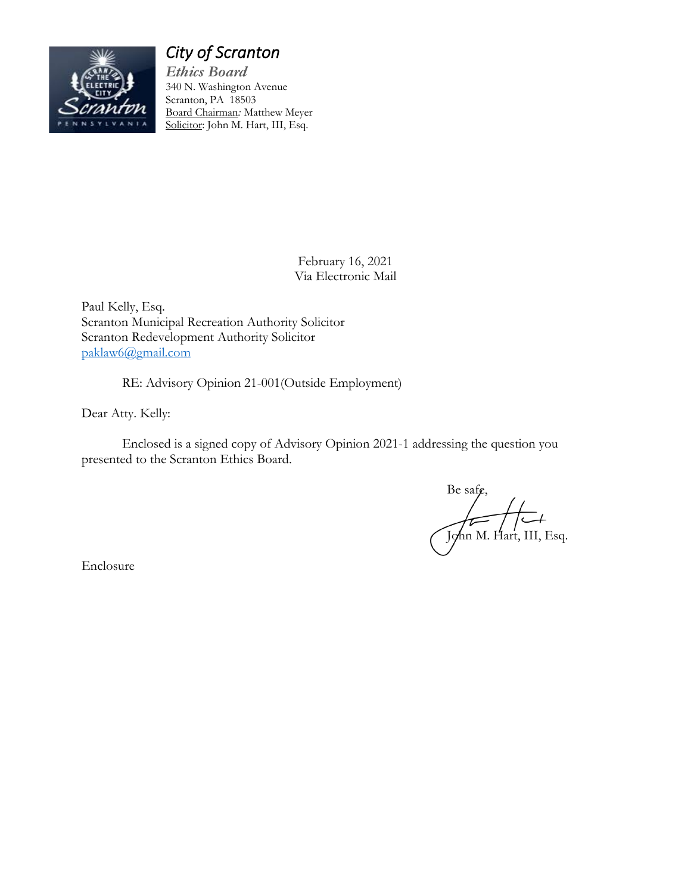# *City of Scranton*

***Ethics Board***

340 N. Washington Avenue
Scranton, PA 18503
Board Chairman*:* Matthew Meyer
Solicitor: John M. Hart, III, Esq.

February 16, 2021
Via Electronic Mail

Paul Kelly, Esq.
Scranton Municipal Recreation Authority Solicitor
Scranton Redevelopment Authority Solicitor
paklaw6@gmail.com

RE: Advisory Opinion 21-001(Outside Employment)

Dear Atty. Kelly:

Enclosed is a signed copy of Advisory Opinion 2021-1 addressing the question you presented to the Scranton Ethics Board.

Be safe,

John M. Hart, III, Esq.

Enclosure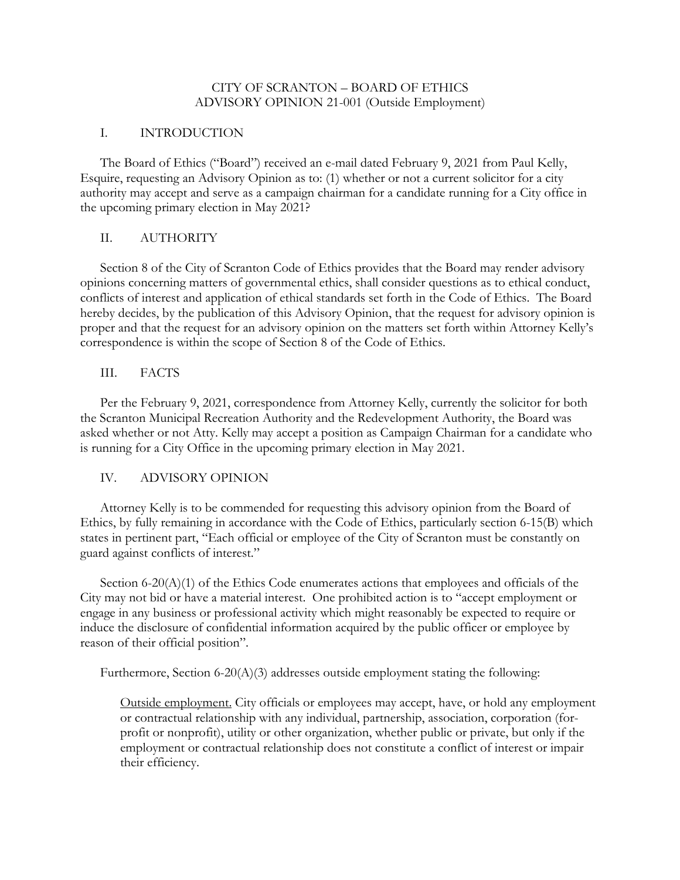CITY OF SCRANTON – BOARD OF ETHICS
ADVISORY OPINION 21-001 (Outside Employment)

## I. INTRODUCTION

The Board of Ethics ("Board") received an e-mail dated February 9, 2021 from Paul Kelly, Esquire, requesting an Advisory Opinion as to: (1) whether or not a current solicitor for a city authority may accept and serve as a campaign chairman for a candidate running for a City office in the upcoming primary election in May 2021?

## II. AUTHORITY

Section 8 of the City of Scranton Code of Ethics provides that the Board may render advisory opinions concerning matters of governmental ethics, shall consider questions as to ethical conduct, conflicts of interest and application of ethical standards set forth in the Code of Ethics. The Board hereby decides, by the publication of this Advisory Opinion, that the request for advisory opinion is proper and that the request for an advisory opinion on the matters set forth within Attorney Kelly's correspondence is within the scope of Section 8 of the Code of Ethics.

## III. FACTS

Per the February 9, 2021, correspondence from Attorney Kelly, currently the solicitor for both the Scranton Municipal Recreation Authority and the Redevelopment Authority, the Board was asked whether or not Atty. Kelly may accept a position as Campaign Chairman for a candidate who is running for a City Office in the upcoming primary election in May 2021.

## IV. ADVISORY OPINION

Attorney Kelly is to be commended for requesting this advisory opinion from the Board of Ethics, by fully remaining in accordance with the Code of Ethics, particularly section 6-15(B) which states in pertinent part, "Each official or employee of the City of Scranton must be constantly on guard against conflicts of interest."

Section 6-20(A)(1) of the Ethics Code enumerates actions that employees and officials of the City may not bid or have a material interest. One prohibited action is to "accept employment or engage in any business or professional activity which might reasonably be expected to require or induce the disclosure of confidential information acquired by the public officer or employee by reason of their official position".

Furthermore, Section 6-20(A)(3) addresses outside employment stating the following:

> Outside employment. City officials or employees may accept, have, or hold any employment or contractual relationship with any individual, partnership, association, corporation (for-profit or nonprofit), utility or other organization, whether public or private, but only if the employment or contractual relationship does not constitute a conflict of interest or impair their efficiency.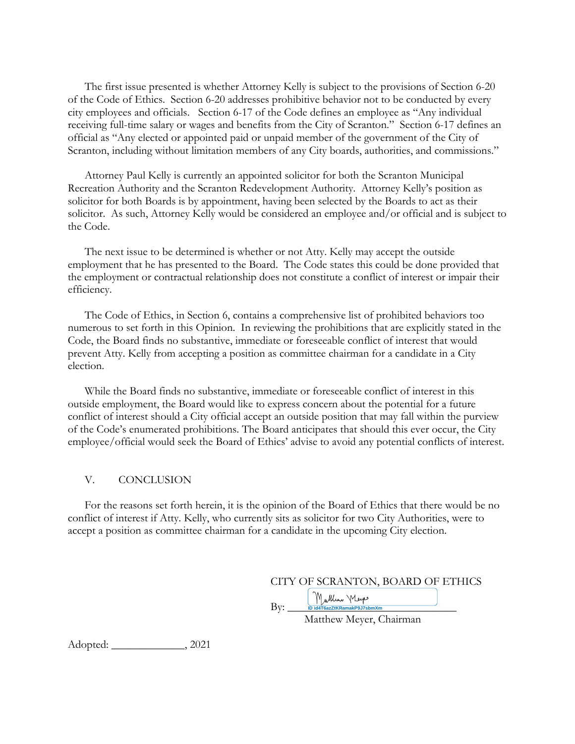The first issue presented is whether Attorney Kelly is subject to the provisions of Section 6-20 of the Code of Ethics. Section 6-20 addresses prohibitive behavior not to be conducted by every city employees and officials. Section 6-17 of the Code defines an employee as "Any individual receiving full-time salary or wages and benefits from the City of Scranton." Section 6-17 defines an official as "Any elected or appointed paid or unpaid member of the government of the City of Scranton, including without limitation members of any City boards, authorities, and commissions."

Attorney Paul Kelly is currently an appointed solicitor for both the Scranton Municipal Recreation Authority and the Scranton Redevelopment Authority. Attorney Kelly's position as solicitor for both Boards is by appointment, having been selected by the Boards to act as their solicitor. As such, Attorney Kelly would be considered an employee and/or official and is subject to the Code.

The next issue to be determined is whether or not Atty. Kelly may accept the outside employment that he has presented to the Board. The Code states this could be done provided that the employment or contractual relationship does not constitute a conflict of interest or impair their efficiency.

The Code of Ethics, in Section 6, contains a comprehensive list of prohibited behaviors too numerous to set forth in this Opinion. In reviewing the prohibitions that are explicitly stated in the Code, the Board finds no substantive, immediate or foreseeable conflict of interest that would prevent Atty. Kelly from accepting a position as committee chairman for a candidate in a City election.

While the Board finds no substantive, immediate or foreseeable conflict of interest in this outside employment, the Board would like to express concern about the potential for a future conflict of interest should a City official accept an outside position that may fall within the purview of the Code's enumerated prohibitions. The Board anticipates that should this ever occur, the City employee/official would seek the Board of Ethics' advise to avoid any potential conflicts of interest.

## V. CONCLUSION

For the reasons set forth herein, it is the opinion of the Board of Ethics that there would be no conflict of interest if Atty. Kelly, who currently sits as solicitor for two City Authorities, were to accept a position as committee chairman for a candidate in the upcoming City election.

CITY OF SCRANTON, BOARD OF ETHICS

By: Matthew Meyer
ID id4T6azZtKRamakP9J7sbmXm

Matthew Meyer, Chairman

Adopted: _____________, 2021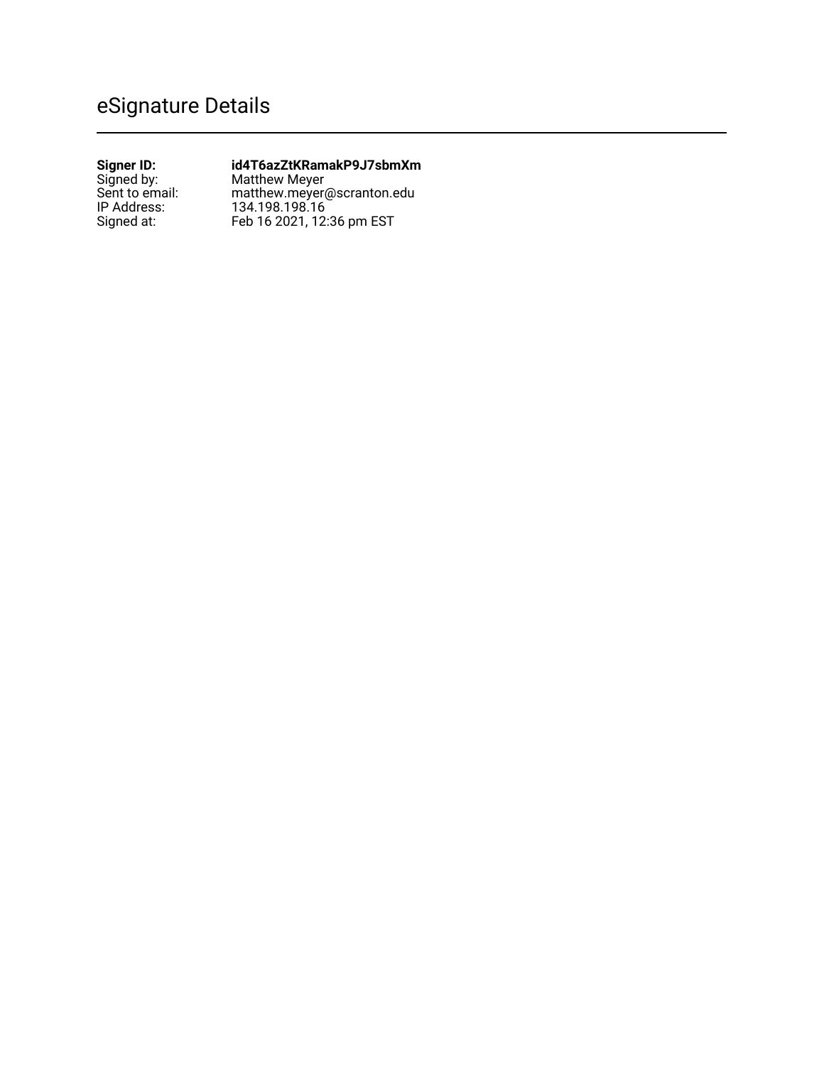# eSignature Details

---

**Signer ID:** **id4T6azZtKRamakP9J7sbmXm**
Signed by: Matthew Meyer
Sent to email: matthew.meyer@scranton.edu
IP Address: 134.198.198.16
Signed at: Feb 16 2021, 12:36 pm EST